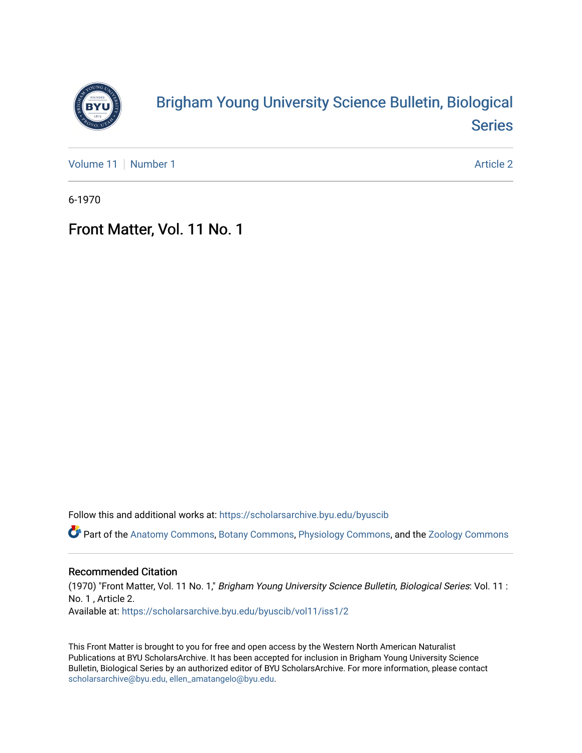# Brigham Young University Science Bulletin, Biological Series

Volume 11 | Number 1 Article 2

6-1970

## Front Matter, Vol. 11 No. 1

Follow this and additional works at: https://scholarsarchive.byu.edu/byuscib

Part of the Anatomy Commons, Botany Commons, Physiology Commons, and the Zoology Commons

### Recommended Citation

(1970) "Front Matter, Vol. 11 No. 1," *Brigham Young University Science Bulletin, Biological Series*: Vol. 11 : No. 1 , Article 2.
Available at: https://scholarsarchive.byu.edu/byuscib/vol11/iss1/2

This Front Matter is brought to you for free and open access by the Western North American Naturalist Publications at BYU ScholarsArchive. It has been accepted for inclusion in Brigham Young University Science Bulletin, Biological Series by an authorized editor of BYU ScholarsArchive. For more information, please contact scholarsarchive@byu.edu, ellen_amatangelo@byu.edu.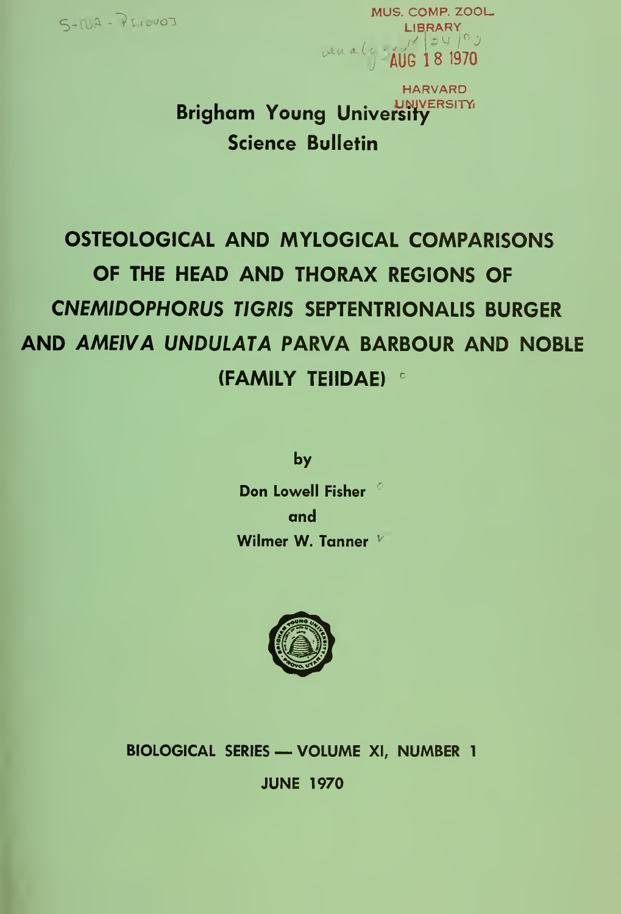Brigham Young University
Science Bulletin

# OSTEOLOGICAL AND MYLOGICAL COMPARISONS OF THE HEAD AND THORAX REGIONS OF *CNEMIDOPHORUS TIGRIS* SEPTENTRIONALIS BURGER AND *AMEIVA UNDULATA* PARVA BARBOUR AND NOBLE (FAMILY TEIIDAE)

by

**Don Lowell Fisher**
and
**Wilmer W. Tanner**

BIOLOGICAL SERIES — VOLUME XI, NUMBER 1

JUNE 1970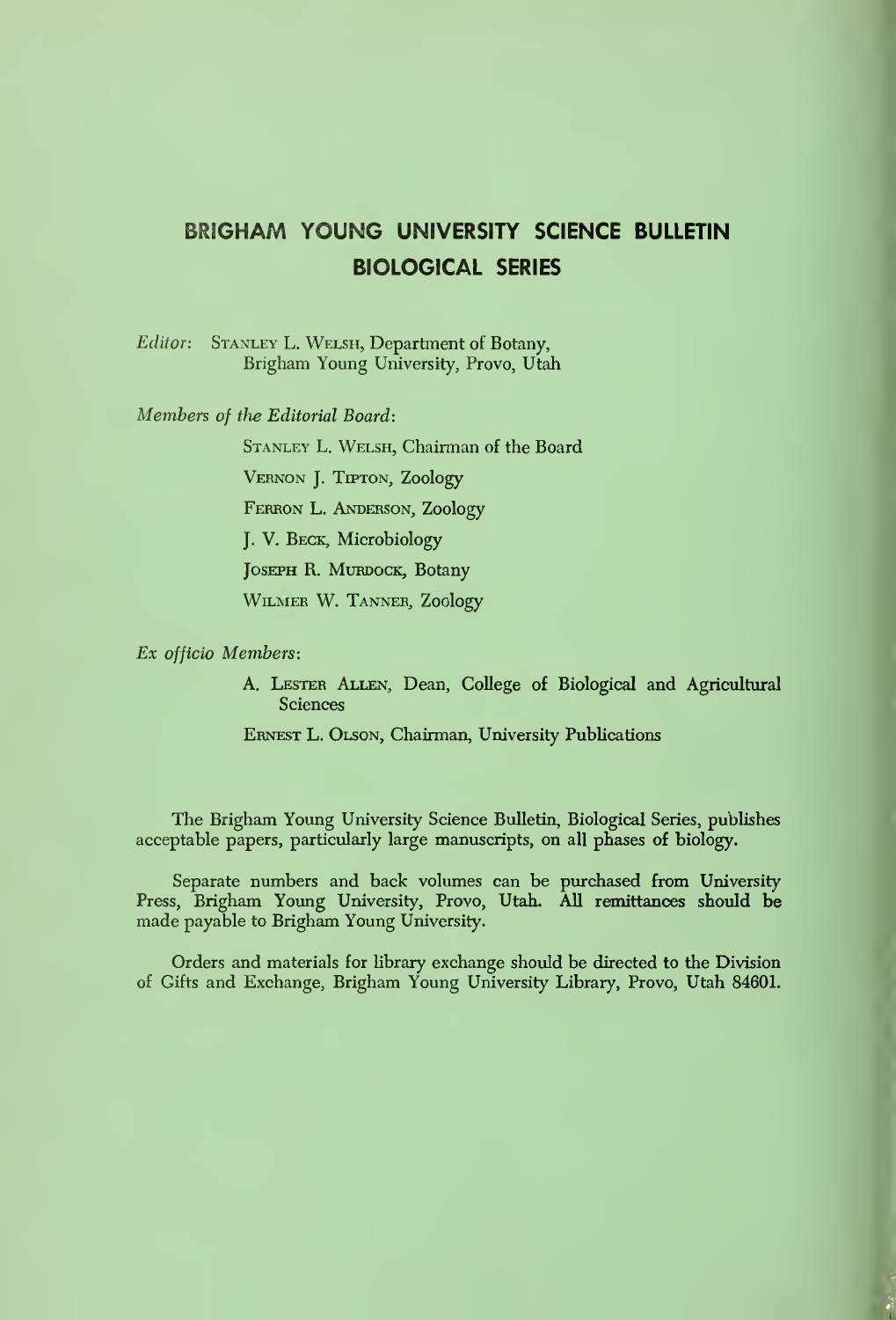# BRIGHAM YOUNG UNIVERSITY SCIENCE BULLETIN
## BIOLOGICAL SERIES

*Editor:* Stanley L. Welsh, Department of Botany, Brigham Young University, Provo, Utah

*Members of the Editorial Board:*

Stanley L. Welsh, Chairman of the Board

Vernon J. Tipton, Zoology

Ferron L. Anderson, Zoology

J. V. Beck, Microbiology

Joseph R. Murdock, Botany

Wilmer W. Tanner, Zoology

*Ex officio Members:*

A. Lester Allen, Dean, College of Biological and Agricultural Sciences

Ernest L. Olson, Chairman, University Publications

The Brigham Young University Science Bulletin, Biological Series, publishes acceptable papers, particularly large manuscripts, on all phases of biology.

Separate numbers and back volumes can be purchased from University Press, Brigham Young University, Provo, Utah. All remittances should be made payable to Brigham Young University.

Orders and materials for library exchange should be directed to the Division of Gifts and Exchange, Brigham Young University Library, Provo, Utah 84601.